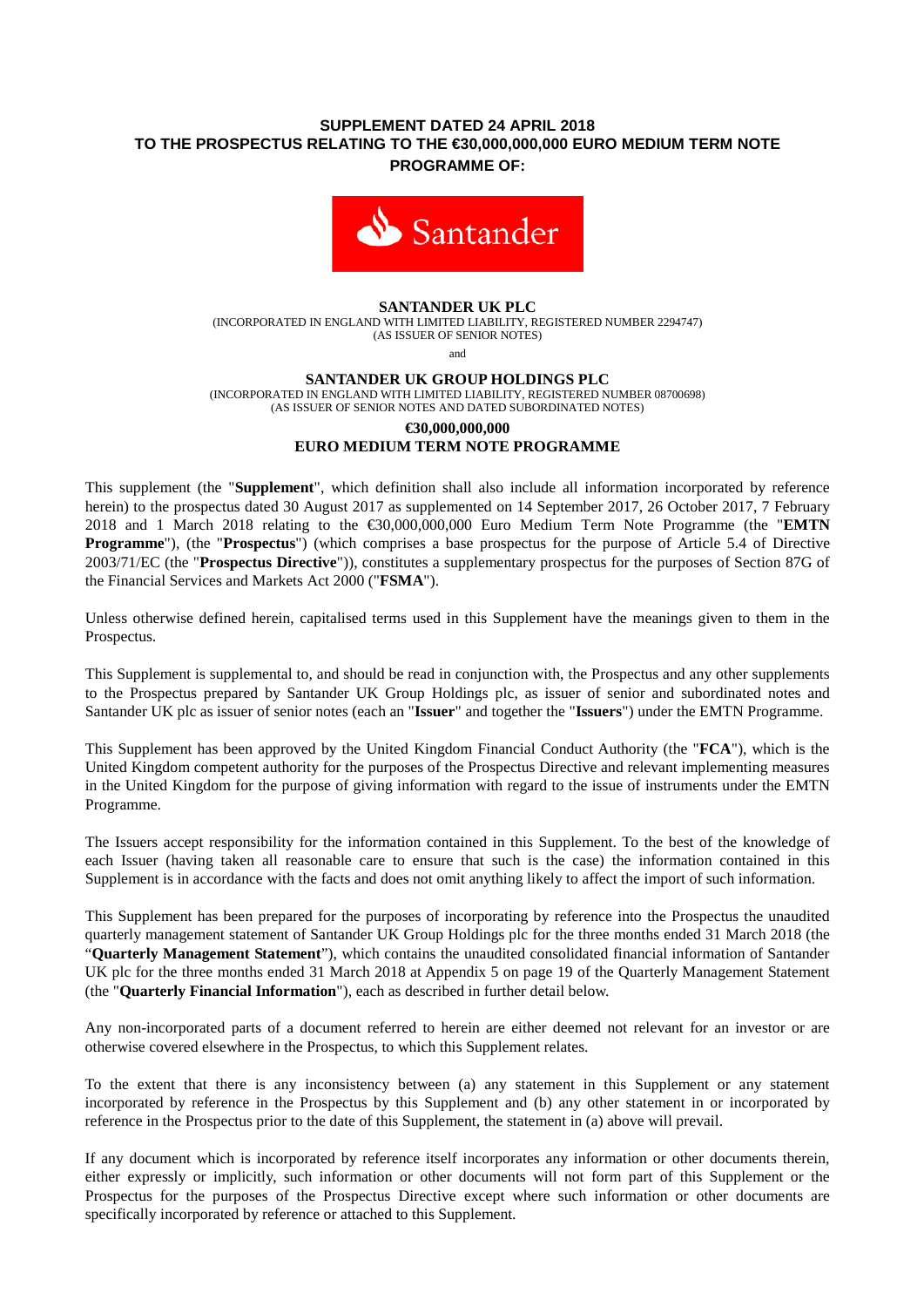**SUPPLEMENT DATED 24 APRIL 2018**
**TO THE PROSPECTUS RELATING TO THE €30,000,000,000 EURO MEDIUM TERM NOTE PROGRAMME OF:**

Santander

**SANTANDER UK PLC**
(INCORPORATED IN ENGLAND WITH LIMITED LIABILITY, REGISTERED NUMBER 2294747)
(AS ISSUER OF SENIOR NOTES)

and

**SANTANDER UK GROUP HOLDINGS PLC**
(INCORPORATED IN ENGLAND WITH LIMITED LIABILITY, REGISTERED NUMBER 08700698)
(AS ISSUER OF SENIOR NOTES AND DATED SUBORDINATED NOTES)

**€30,000,000,000**
**EURO MEDIUM TERM NOTE PROGRAMME**

This supplement (the "**Supplement**", which definition shall also include all information incorporated by reference herein) to the prospectus dated 30 August 2017 as supplemented on 14 September 2017, 26 October 2017, 7 February 2018 and 1 March 2018 relating to the €30,000,000,000 Euro Medium Term Note Programme (the "**EMTN Programme**"), (the "**Prospectus**") (which comprises a base prospectus for the purpose of Article 5.4 of Directive 2003/71/EC (the "**Prospectus Directive**")), constitutes a supplementary prospectus for the purposes of Section 87G of the Financial Services and Markets Act 2000 ("**FSMA**").

Unless otherwise defined herein, capitalised terms used in this Supplement have the meanings given to them in the Prospectus.

This Supplement is supplemental to, and should be read in conjunction with, the Prospectus and any other supplements to the Prospectus prepared by Santander UK Group Holdings plc, as issuer of senior and subordinated notes and Santander UK plc as issuer of senior notes (each an "**Issuer**" and together the "**Issuers**") under the EMTN Programme.

This Supplement has been approved by the United Kingdom Financial Conduct Authority (the "**FCA**"), which is the United Kingdom competent authority for the purposes of the Prospectus Directive and relevant implementing measures in the United Kingdom for the purpose of giving information with regard to the issue of instruments under the EMTN Programme.

The Issuers accept responsibility for the information contained in this Supplement. To the best of the knowledge of each Issuer (having taken all reasonable care to ensure that such is the case) the information contained in this Supplement is in accordance with the facts and does not omit anything likely to affect the import of such information.

This Supplement has been prepared for the purposes of incorporating by reference into the Prospectus the unaudited quarterly management statement of Santander UK Group Holdings plc for the three months ended 31 March 2018 (the "**Quarterly Management Statement**"), which contains the unaudited consolidated financial information of Santander UK plc for the three months ended 31 March 2018 at Appendix 5 on page 19 of the Quarterly Management Statement (the "**Quarterly Financial Information**"), each as described in further detail below.

Any non-incorporated parts of a document referred to herein are either deemed not relevant for an investor or are otherwise covered elsewhere in the Prospectus, to which this Supplement relates.

To the extent that there is any inconsistency between (a) any statement in this Supplement or any statement incorporated by reference in the Prospectus by this Supplement and (b) any other statement in or incorporated by reference in the Prospectus prior to the date of this Supplement, the statement in (a) above will prevail.

If any document which is incorporated by reference itself incorporates any information or other documents therein, either expressly or implicitly, such information or other documents will not form part of this Supplement or the Prospectus for the purposes of the Prospectus Directive except where such information or other documents are specifically incorporated by reference or attached to this Supplement.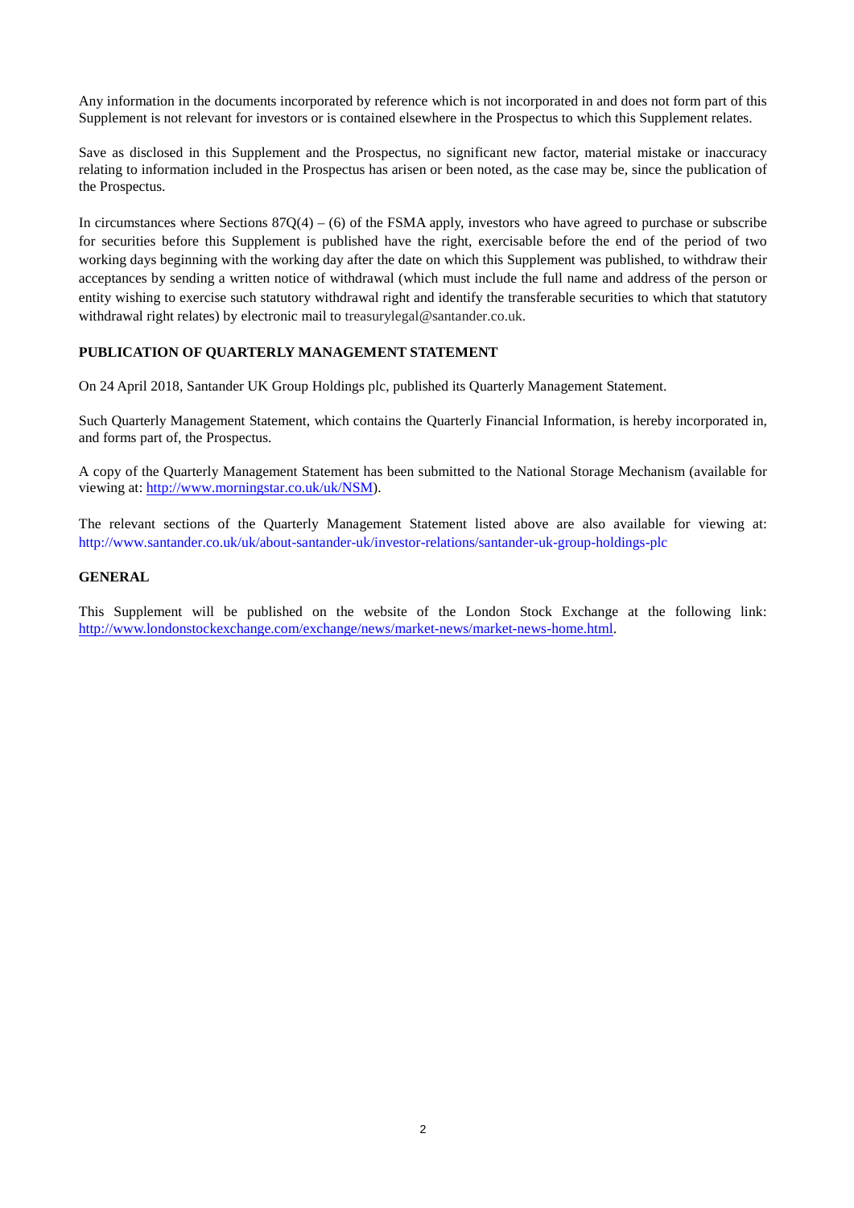Any information in the documents incorporated by reference which is not incorporated in and does not form part of this Supplement is not relevant for investors or is contained elsewhere in the Prospectus to which this Supplement relates.

Save as disclosed in this Supplement and the Prospectus, no significant new factor, material mistake or inaccuracy relating to information included in the Prospectus has arisen or been noted, as the case may be, since the publication of the Prospectus.

In circumstances where Sections 87Q(4) – (6) of the FSMA apply, investors who have agreed to purchase or subscribe for securities before this Supplement is published have the right, exercisable before the end of the period of two working days beginning with the working day after the date on which this Supplement was published, to withdraw their acceptances by sending a written notice of withdrawal (which must include the full name and address of the person or entity wishing to exercise such statutory withdrawal right and identify the transferable securities to which that statutory withdrawal right relates) by electronic mail to treasurylegal@santander.co.uk.

**PUBLICATION OF QUARTERLY MANAGEMENT STATEMENT**

On 24 April 2018, Santander UK Group Holdings plc, published its Quarterly Management Statement.

Such Quarterly Management Statement, which contains the Quarterly Financial Information, is hereby incorporated in, and forms part of, the Prospectus.

A copy of the Quarterly Management Statement has been submitted to the National Storage Mechanism (available for viewing at: http://www.morningstar.co.uk/uk/NSM).

The relevant sections of the Quarterly Management Statement listed above are also available for viewing at: http://www.santander.co.uk/uk/about-santander-uk/investor-relations/santander-uk-group-holdings-plc

**GENERAL**

This Supplement will be published on the website of the London Stock Exchange at the following link: http://www.londonstockexchange.com/exchange/news/market-news/market-news-home.html.